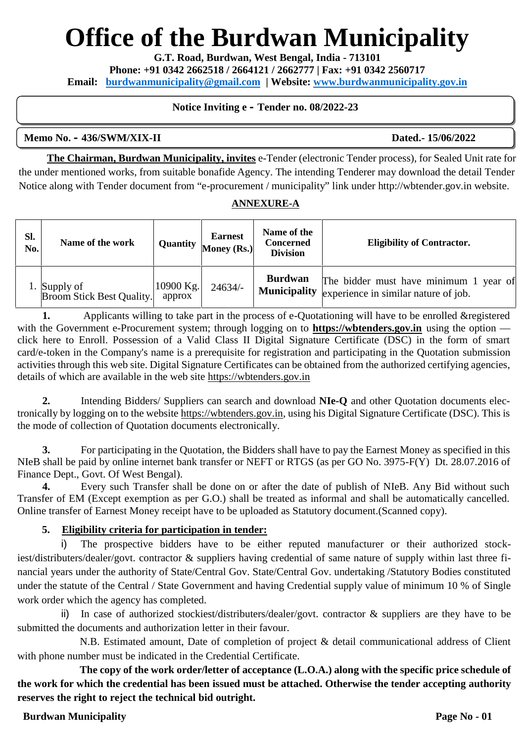# Office of the Burdwan Municipality

**G.T. Road, Burdwan, West Bengal, India - 713101**

**Phone: +91 0342 2662518 / 2664121 / 2662777 | Fax: +91 0342 2560717**

**Email: burdwanmunicipality@gmail.com | Website: www.burdwanmunicipality.gov.in**

**Notice Inviting e - Tender no. 08/2022-23**

**Memo No. - 436/SWM/XIX-II** **Dated.- 15/06/2022**

**The Chairman, Burdwan Municipality, invites** e-Tender (electronic Tender process), for Sealed Unit rate for the under mentioned works, from suitable bonafide Agency. The intending Tenderer may download the detail Tender Notice along with Tender document from "e-procurement / municipality" link under http://wbtender.gov.in website.

**ANNEXURE-A**

| Sl. No. | Name of the work | Quantity | Earnest Money (Rs.) | Name of the Concerned Division | Eligibility of Contractor. |
|---|---|---|---|---|---|
| 1. | Supply of Broom Stick Best Quality. | 10900 Kg. approx | 24634/- | **Burdwan Municipality** | The bidder must have minimum 1 year of experience in similar nature of job. |

**1.** Applicants willing to take part in the process of e-Quotationing will have to be enrolled &registered with the Government e-Procurement system; through logging on to **https://wbtenders.gov.in** using the option — click here to Enroll. Possession of a Valid Class II Digital Signature Certificate (DSC) in the form of smart card/e-token in the Company's name is a prerequisite for registration and participating in the Quotation submission activities through this web site. Digital Signature Certificates can be obtained from the authorized certifying agencies, details of which are available in the web site https://wbtenders.gov.in

**2.** Intending Bidders/ Suppliers can search and download **NIe-Q** and other Quotation documents electronically by logging on to the website https://wbtenders.gov.in, using his Digital Signature Certificate (DSC). This is the mode of collection of Quotation documents electronically.

**3.** For participating in the Quotation, the Bidders shall have to pay the Earnest Money as specified in this NIeB shall be paid by online internet bank transfer or NEFT or RTGS (as per GO No. 3975-F(Y) Dt. 28.07.2016 of Finance Dept., Govt. Of West Bengal).

**4.** Every such Transfer shall be done on or after the date of publish of NIeB. Any Bid without such Transfer of EM (Except exemption as per G.O.) shall be treated as informal and shall be automatically cancelled. Online transfer of Earnest Money receipt have to be uploaded as Statutory document.(Scanned copy).

**5. Eligibility criteria for participation in tender:**

i) The prospective bidders have to be either reputed manufacturer or their authorized stockiest/distributers/dealer/govt. contractor & suppliers having credential of same nature of supply within last three financial years under the authority of State/Central Gov. State/Central Gov. undertaking /Statutory Bodies constituted under the statute of the Central / State Government and having Credential supply value of minimum 10 % of Single work order which the agency has completed.

ii) In case of authorized stockiest/distributers/dealer/govt. contractor & suppliers are they have to be submitted the documents and authorization letter in their favour.

N.B. Estimated amount, Date of completion of project & detail communicational address of Client with phone number must be indicated in the Credential Certificate.

**The copy of the work order/letter of acceptance (L.O.A.) along with the specific price schedule of the work for which the credential has been issued must be attached. Otherwise the tender accepting authority reserves the right to reject the technical bid outright.**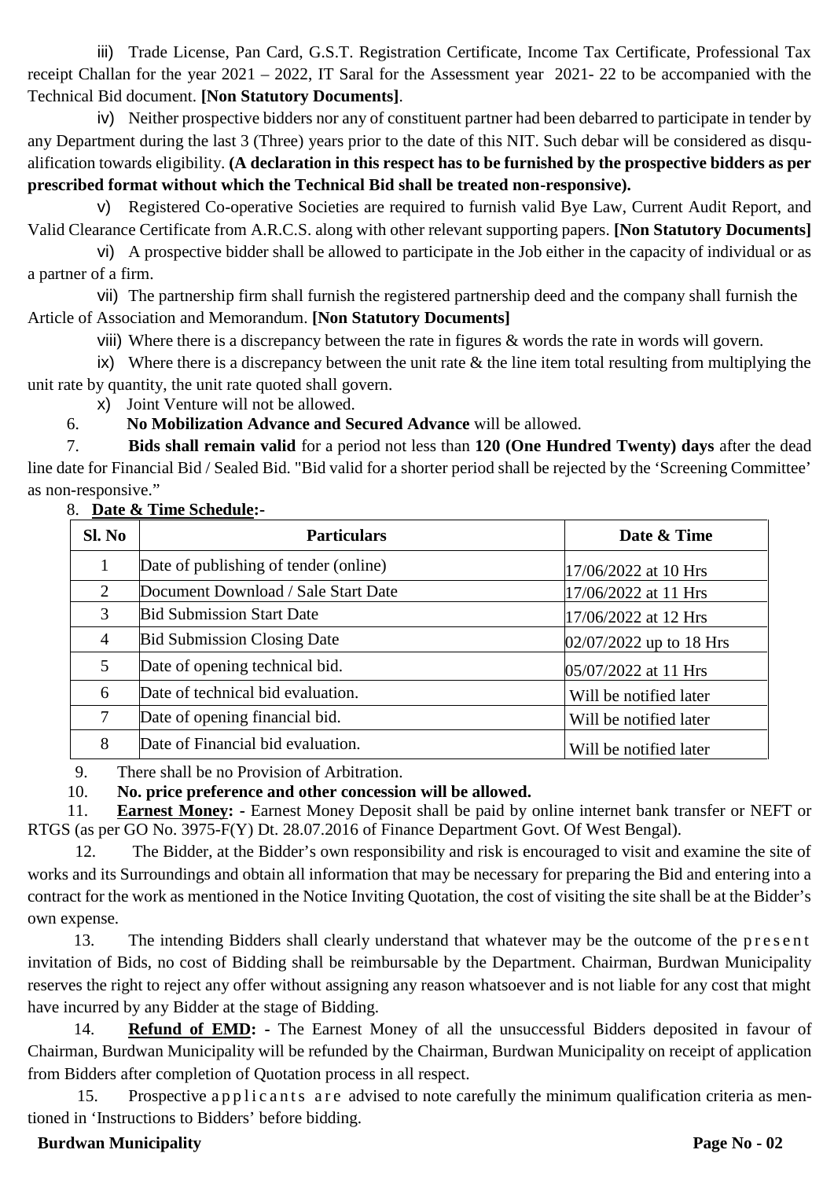iii) Trade License, Pan Card, G.S.T. Registration Certificate, Income Tax Certificate, Professional Tax receipt Challan for the year 2021 – 2022, IT Saral for the Assessment year 2021- 22 to be accompanied with the Technical Bid document. **[Non Statutory Documents]**.

iv) Neither prospective bidders nor any of constituent partner had been debarred to participate in tender by any Department during the last 3 (Three) years prior to the date of this NIT. Such debar will be considered as disqualification towards eligibility. **(A declaration in this respect has to be furnished by the prospective bidders as per prescribed format without which the Technical Bid shall be treated non-responsive).**

v) Registered Co-operative Societies are required to furnish valid Bye Law, Current Audit Report, and Valid Clearance Certificate from A.R.C.S. along with other relevant supporting papers. **[Non Statutory Documents]**

vi) A prospective bidder shall be allowed to participate in the Job either in the capacity of individual or as a partner of a firm.

vii) The partnership firm shall furnish the registered partnership deed and the company shall furnish the Article of Association and Memorandum. **[Non Statutory Documents]**

viii) Where there is a discrepancy between the rate in figures & words the rate in words will govern.

ix) Where there is a discrepancy between the unit rate & the line item total resulting from multiplying the unit rate by quantity, the unit rate quoted shall govern.

x) Joint Venture will not be allowed.

6. **No Mobilization Advance and Secured Advance** will be allowed.

7. **Bids shall remain valid** for a period not less than **120 (One Hundred Twenty) days** after the dead line date for Financial Bid / Sealed Bid. "Bid valid for a shorter period shall be rejected by the 'Screening Committee' as non-responsive."

8. **Date & Time Schedule:-**

| Sl. No | Particulars | Date & Time |
|---|---|---|
| 1 | Date of publishing of tender (online) | 17/06/2022 at 10 Hrs |
| 2 | Document Download / Sale Start Date | 17/06/2022 at 11 Hrs |
| 3 | Bid Submission Start Date | 17/06/2022 at 12 Hrs |
| 4 | Bid Submission Closing Date | 02/07/2022 up to 18 Hrs |
| 5 | Date of opening technical bid. | 05/07/2022 at 11 Hrs |
| 6 | Date of technical bid evaluation. | Will be notified later |
| 7 | Date of opening financial bid. | Will be notified later |
| 8 | Date of Financial bid evaluation. | Will be notified later |

9. There shall be no Provision of Arbitration.

10. **No. price preference and other concession will be allowed.**

11. **Earnest Money: -** Earnest Money Deposit shall be paid by online internet bank transfer or NEFT or RTGS (as per GO No. 3975-F(Y) Dt. 28.07.2016 of Finance Department Govt. Of West Bengal).

12. The Bidder, at the Bidder's own responsibility and risk is encouraged to visit and examine the site of works and its Surroundings and obtain all information that may be necessary for preparing the Bid and entering into a contract for the work as mentioned in the Notice Inviting Quotation, the cost of visiting the site shall be at the Bidder's own expense.

13. The intending Bidders shall clearly understand that whatever may be the outcome of the present invitation of Bids, no cost of Bidding shall be reimbursable by the Department. Chairman, Burdwan Municipality reserves the right to reject any offer without assigning any reason whatsoever and is not liable for any cost that might have incurred by any Bidder at the stage of Bidding.

14. **Refund of EMD: -** The Earnest Money of all the unsuccessful Bidders deposited in favour of Chairman, Burdwan Municipality will be refunded by the Chairman, Burdwan Municipality on receipt of application from Bidders after completion of Quotation process in all respect.

15. Prospective applicants are advised to note carefully the minimum qualification criteria as mentioned in 'Instructions to Bidders' before bidding.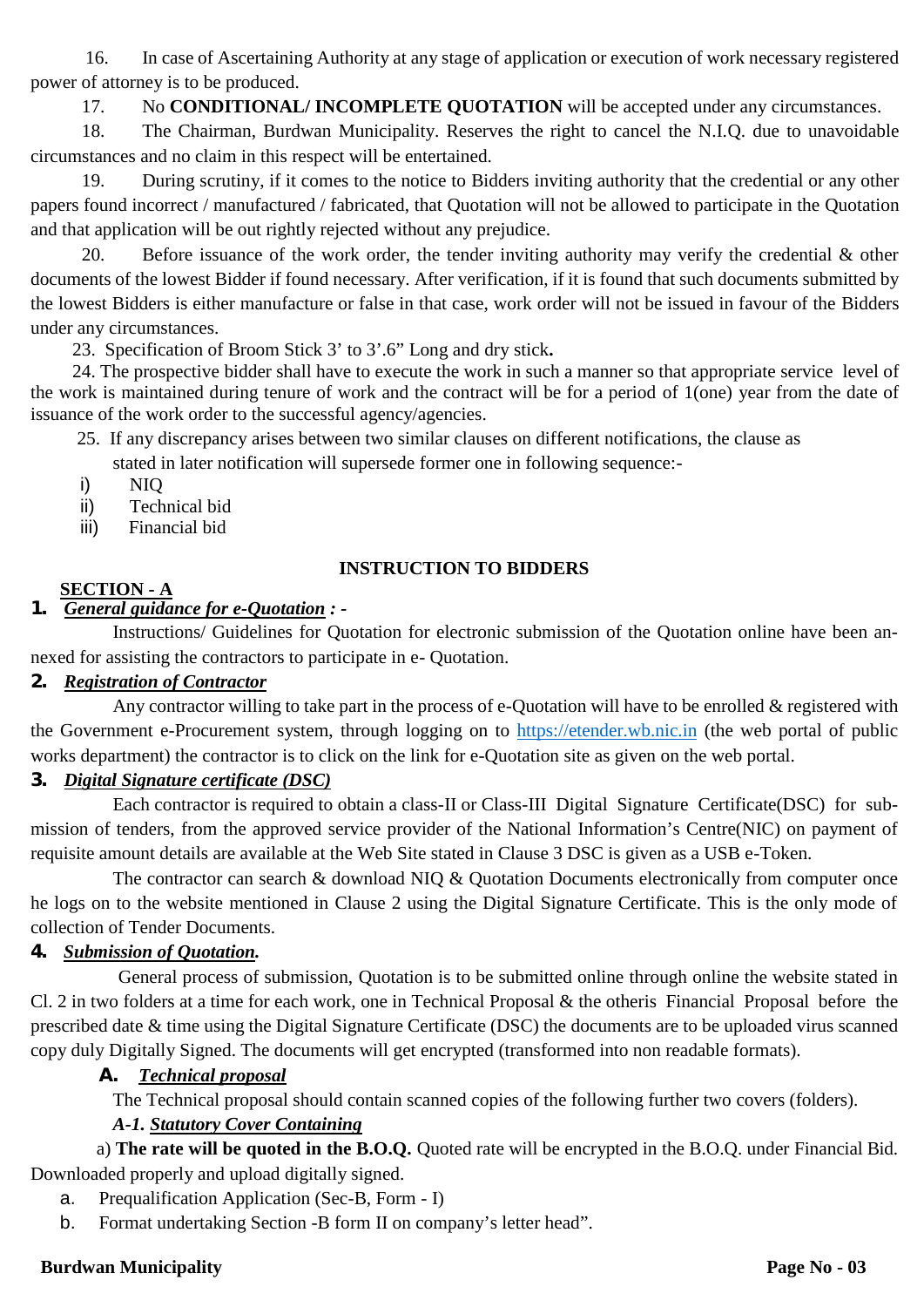16. In case of Ascertaining Authority at any stage of application or execution of work necessary registered power of attorney is to be produced.

17. No **CONDITIONAL/ INCOMPLETE QUOTATION** will be accepted under any circumstances.

18. The Chairman, Burdwan Municipality. Reserves the right to cancel the N.I.Q. due to unavoidable circumstances and no claim in this respect will be entertained.

19. During scrutiny, if it comes to the notice to Bidders inviting authority that the credential or any other papers found incorrect / manufactured / fabricated, that Quotation will not be allowed to participate in the Quotation and that application will be out rightly rejected without any prejudice.

20. Before issuance of the work order, the tender inviting authority may verify the credential & other documents of the lowest Bidder if found necessary. After verification, if it is found that such documents submitted by the lowest Bidders is either manufacture or false in that case, work order will not be issued in favour of the Bidders under any circumstances.

23. Specification of Broom Stick 3' to 3'.6" Long and dry stick**.**

24. The prospective bidder shall have to execute the work in such a manner so that appropriate service level of the work is maintained during tenure of work and the contract will be for a period of 1(one) year from the date of issuance of the work order to the successful agency/agencies.

25. If any discrepancy arises between two similar clauses on different notifications, the clause as stated in later notification will supersede former one in following sequence:-

i) NIQ
ii) Technical bid
iii) Financial bid

## INSTRUCTION TO BIDDERS

### SECTION - A

**1.** ***General guidance for e-Quotation*** ***: -***

Instructions/ Guidelines for Quotation for electronic submission of the Quotation online have been annexed for assisting the contractors to participate in e- Quotation.

**2.** ***Registration of Contractor***

Any contractor willing to take part in the process of e-Quotation will have to be enrolled & registered with the Government e-Procurement system, through logging on to https://etender.wb.nic.in (the web portal of public works department) the contractor is to click on the link for e-Quotation site as given on the web portal.

**3.** ***Digital Signature certificate (DSC)***

Each contractor is required to obtain a class-II or Class-III Digital Signature Certificate(DSC) for submission of tenders, from the approved service provider of the National Information's Centre(NIC) on payment of requisite amount details are available at the Web Site stated in Clause 3 DSC is given as a USB e-Token.

The contractor can search & download NIQ & Quotation Documents electronically from computer once he logs on to the website mentioned in Clause 2 using the Digital Signature Certificate. This is the only mode of collection of Tender Documents.

**4.** ***Submission of Quotation.***

General process of submission, Quotation is to be submitted online through online the website stated in Cl. 2 in two folders at a time for each work, one in Technical Proposal & the otheris Financial Proposal before the prescribed date & time using the Digital Signature Certificate (DSC) the documents are to be uploaded virus scanned copy duly Digitally Signed. The documents will get encrypted (transformed into non readable formats).

**A.** ***Technical proposal***

The Technical proposal should contain scanned copies of the following further two covers (folders).

***A-1. Statutory Cover Containing***

a) **The rate will be quoted in the B.O.Q.** Quoted rate will be encrypted in the B.O.Q. under Financial Bid. Downloaded properly and upload digitally signed.

a. Prequalification Application (Sec-B, Form - I)
b. Format undertaking Section -B form II on company's letter head".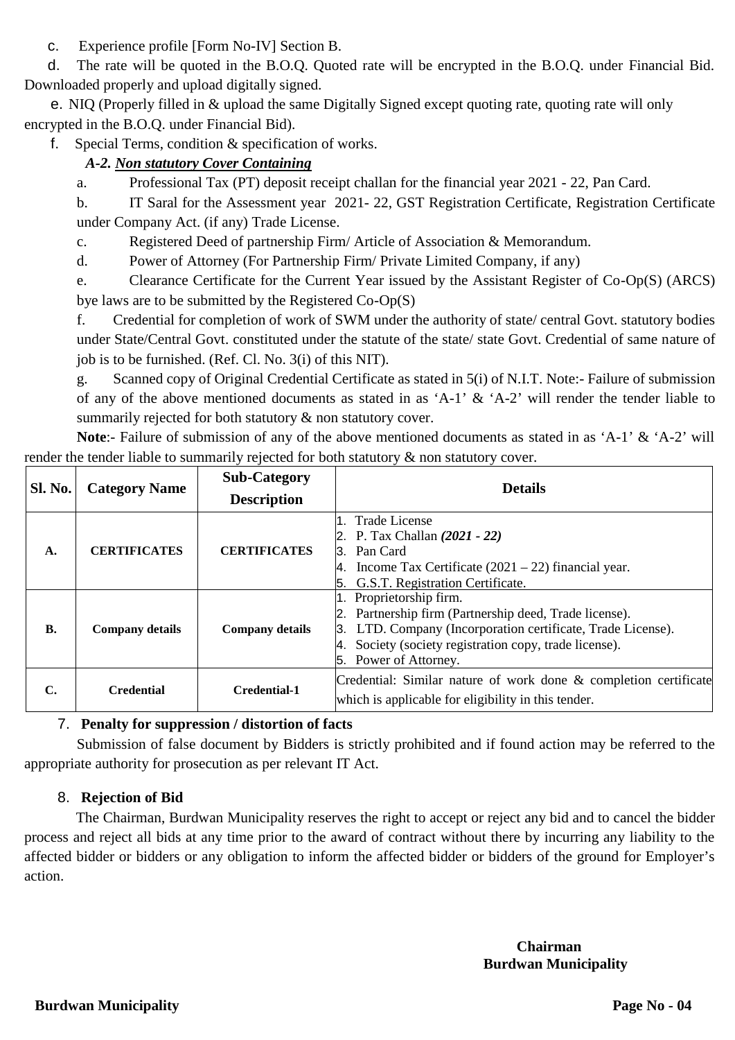c. Experience profile [Form No-IV] Section B.

d. The rate will be quoted in the B.O.Q. Quoted rate will be encrypted in the B.O.Q. under Financial Bid. Downloaded properly and upload digitally signed.

e. NIQ (Properly filled in & upload the same Digitally Signed except quoting rate, quoting rate will only encrypted in the B.O.Q. under Financial Bid).

f. Special Terms, condition & specification of works.

***A-2. <u>Non statutory Cover Containing</u>***

a. Professional Tax (PT) deposit receipt challan for the financial year 2021 - 22, Pan Card.

b. IT Saral for the Assessment year 2021- 22, GST Registration Certificate, Registration Certificate under Company Act. (if any) Trade License.

c. Registered Deed of partnership Firm/ Article of Association & Memorandum.

d. Power of Attorney (For Partnership Firm/ Private Limited Company, if any)

e. Clearance Certificate for the Current Year issued by the Assistant Register of Co-Op(S) (ARCS) bye laws are to be submitted by the Registered Co-Op(S)

f. Credential for completion of work of SWM under the authority of state/ central Govt. statutory bodies under State/Central Govt. constituted under the statute of the state/ state Govt. Credential of same nature of job is to be furnished. (Ref. Cl. No. 3(i) of this NIT).

g. Scanned copy of Original Credential Certificate as stated in 5(i) of N.I.T. Note:- Failure of submission of any of the above mentioned documents as stated in as 'A-1' & 'A-2' will render the tender liable to summarily rejected for both statutory & non statutory cover.

**Note**:- Failure of submission of any of the above mentioned documents as stated in as 'A-1' & 'A-2' will render the tender liable to summarily rejected for both statutory & non statutory cover.

| Sl. No. | Category Name | Sub-Category Description | Details |
|---|---|---|---|
| **A.** | **CERTIFICATES** | **CERTIFICATES** | 1. Trade License<br>2. P. Tax Challan ***(2021 - 22)***<br>3. Pan Card<br>4. Income Tax Certificate (2021 – 22) financial year.<br>5. G.S.T. Registration Certificate. |
| **B.** | **Company details** | **Company details** | 1. Proprietorship firm.<br>2. Partnership firm (Partnership deed, Trade license).<br>3. LTD. Company (Incorporation certificate, Trade License).<br>4. Society (society registration copy, trade license).<br>5. Power of Attorney. |
| **C.** | **Credential** | **Credential-1** | Credential: Similar nature of work done & completion certificate which is applicable for eligibility in this tender. |

7. **Penalty for suppression / distortion of facts**

Submission of false document by Bidders is strictly prohibited and if found action may be referred to the appropriate authority for prosecution as per relevant IT Act.

8. **Rejection of Bid**

The Chairman, Burdwan Municipality reserves the right to accept or reject any bid and to cancel the bidder process and reject all bids at any time prior to the award of contract without there by incurring any liability to the affected bidder or bidders or any obligation to inform the affected bidder or bidders of the ground for Employer's action.

**Chairman**
**Burdwan Municipality**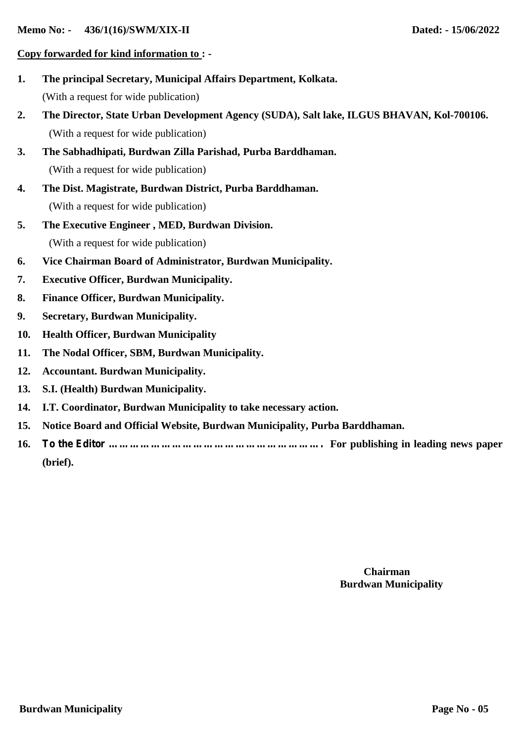**Memo No: - 436/1(16)/SWM/XIX-II** **Dated: - 15/06/2022**

**Copy forwarded for kind information to : -**

1. **The principal Secretary, Municipal Affairs Department, Kolkata.**
   (With a request for wide publication)
2. **The Director, State Urban Development Agency (SUDA), Salt lake, ILGUS BHAVAN, Kol-700106.**
   (With a request for wide publication)
3. **The Sabhadhipati, Burdwan Zilla Parishad, Purba Barddhaman.**
   (With a request for wide publication)
4. **The Dist. Magistrate, Burdwan District, Purba Barddhaman.**
   (With a request for wide publication)
5. **The Executive Engineer , MED, Burdwan Division.**
   (With a request for wide publication)
6. **Vice Chairman Board of Administrator, Burdwan Municipality.**
7. **Executive Officer, Burdwan Municipality.**
8. **Finance Officer, Burdwan Municipality.**
9. **Secretary, Burdwan Municipality.**
10. **Health Officer, Burdwan Municipality**
11. **The Nodal Officer, SBM, Burdwan Municipality.**
12. **Accountant. Burdwan Municipality.**
13. **S.I. (Health) Burdwan Municipality.**
14. **I.T. Coordinator, Burdwan Municipality to take necessary action.**
15. **Notice Board and Official Website, Burdwan Municipality, Purba Barddhaman.**
16. **To the Editor ……………………………………………………. For publishing in leading news paper (brief).**

**Chairman**
**Burdwan Municipality**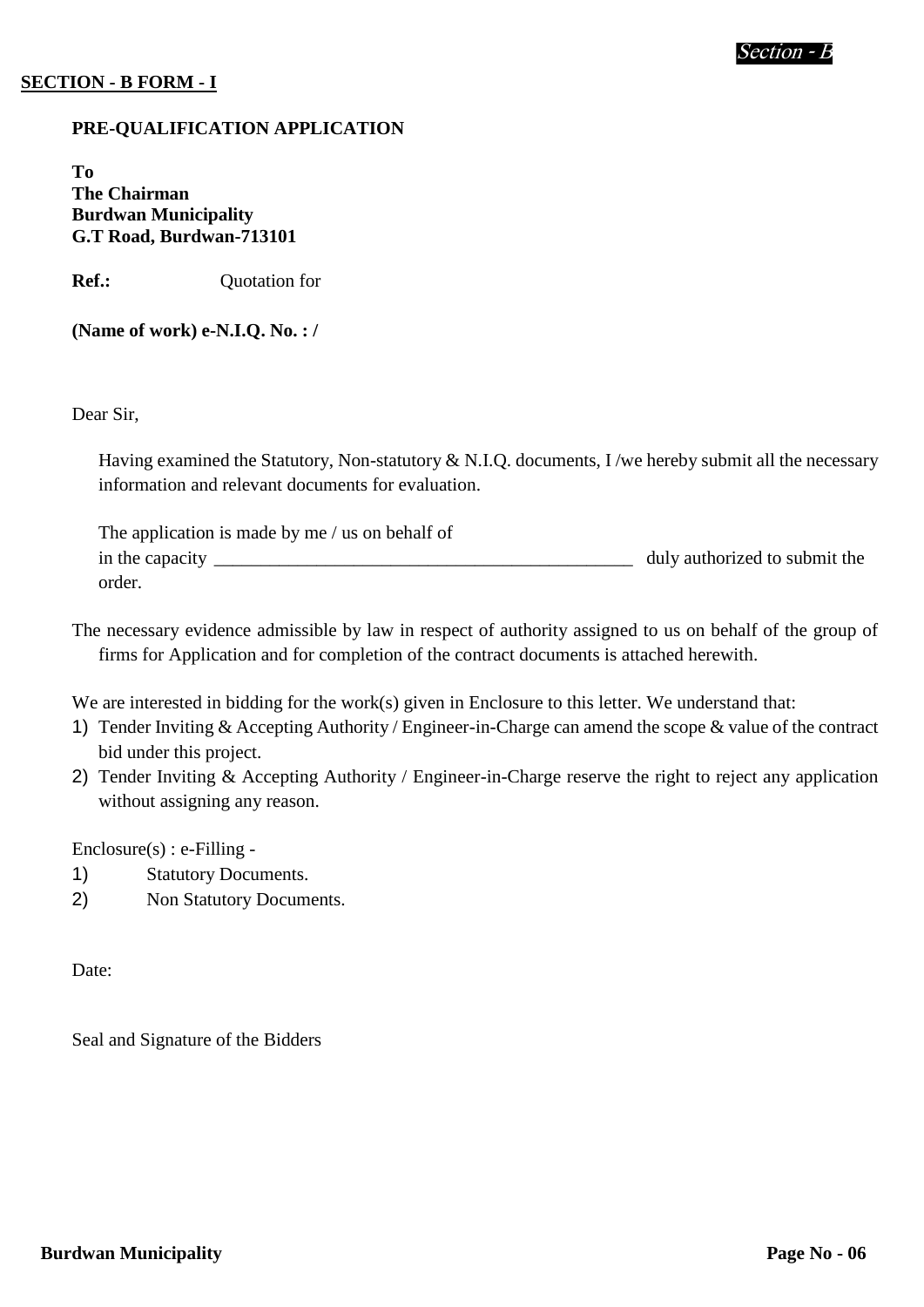**SECTION - B FORM - I**

**PRE-QUALIFICATION APPLICATION**

**To**
**The Chairman**
**Burdwan Municipality**
**G.T Road, Burdwan-713101**

**Ref.:** Quotation for

**(Name of work) e-N.I.Q. No. : /**

Dear Sir,

Having examined the Statutory, Non-statutory & N.I.Q. documents, I /we hereby submit all the necessary information and relevant documents for evaluation.

The application is made by me / us on behalf of
in the capacity _______________________________________________ duly authorized to submit the order.

The necessary evidence admissible by law in respect of authority assigned to us on behalf of the group of firms for Application and for completion of the contract documents is attached herewith.

We are interested in bidding for the work(s) given in Enclosure to this letter. We understand that:

1) Tender Inviting & Accepting Authority / Engineer-in-Charge can amend the scope & value of the contract bid under this project.
2) Tender Inviting & Accepting Authority / Engineer-in-Charge reserve the right to reject any application without assigning any reason.

Enclosure(s) : e-Filling -

1) Statutory Documents.
2) Non Statutory Documents.

Date:

Seal and Signature of the Bidders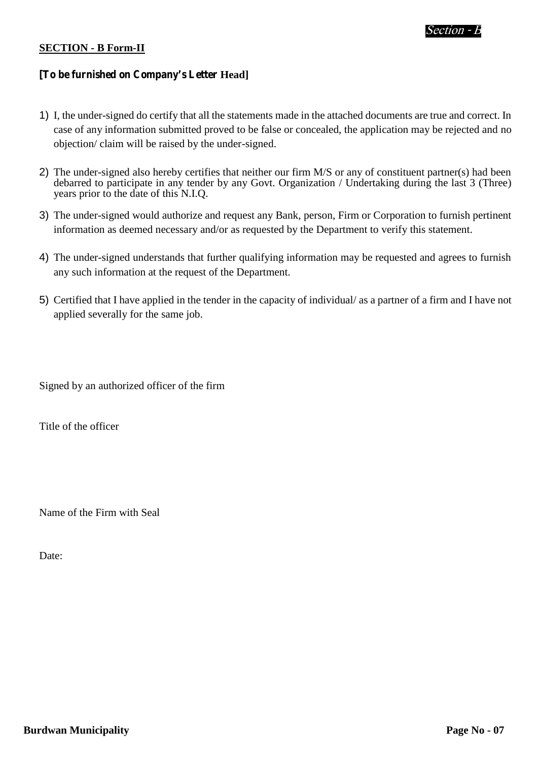**SECTION - B Form-II**

**[To be furnished on Company's Letter Head]**

1) I, the under-signed do certify that all the statements made in the attached documents are true and correct. In case of any information submitted proved to be false or concealed, the application may be rejected and no objection/ claim will be raised by the under-signed.

2) The under-signed also hereby certifies that neither our firm M/S or any of constituent partner(s) had been debarred to participate in any tender by any Govt. Organization / Undertaking during the last 3 (Three) years prior to the date of this N.I.Q.

3) The under-signed would authorize and request any Bank, person, Firm or Corporation to furnish pertinent information as deemed necessary and/or as requested by the Department to verify this statement.

4) The under-signed understands that further qualifying information may be requested and agrees to furnish any such information at the request of the Department.

5) Certified that I have applied in the tender in the capacity of individual/ as a partner of a firm and I have not applied severally for the same job.

Signed by an authorized officer of the firm

Title of the officer

Name of the Firm with Seal

Date: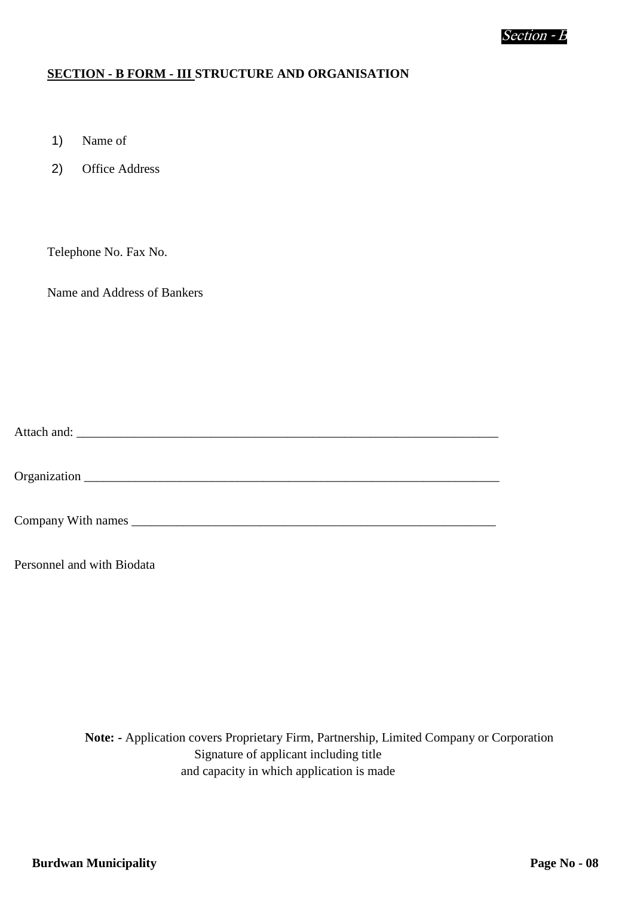**SECTION - B FORM - III STRUCTURE AND ORGANISATION**

1) Name of

2) Office Address

Telephone No. Fax No.

Name and Address of Bankers

Attach and: ____________________________________________________________________

Organization ___________________________________________________________________

Company With names ____________________________________________________________

Personnel and with Biodata

**Note: -** Application covers Proprietary Firm, Partnership, Limited Company or Corporation

Signature of applicant including title
and capacity in which application is made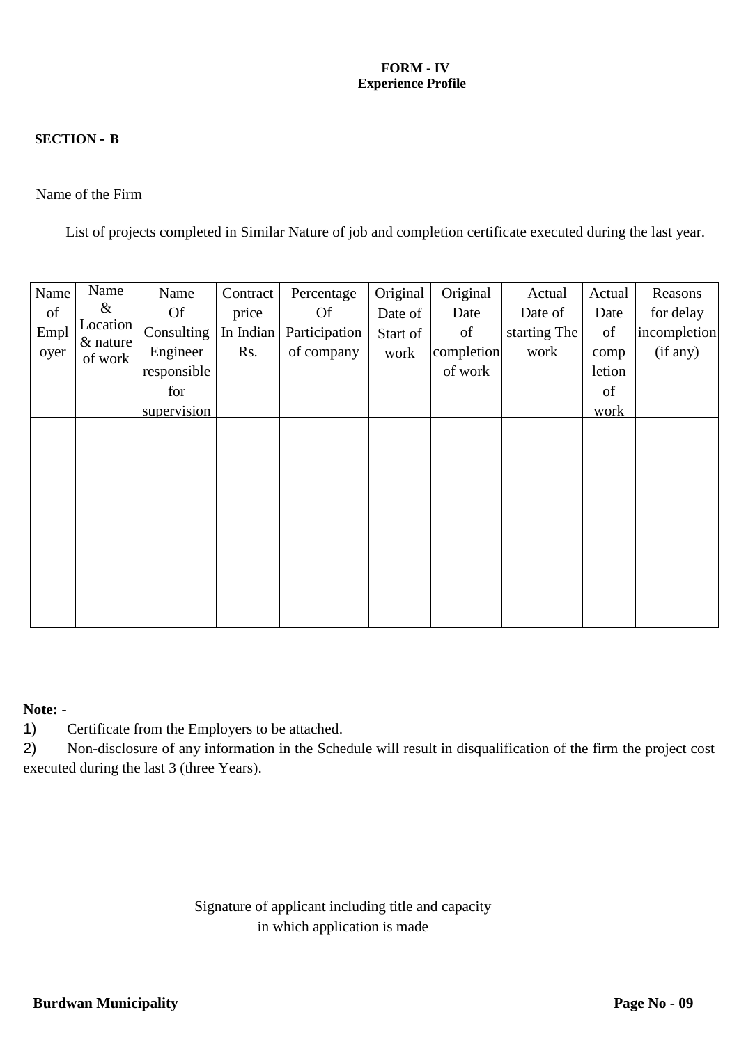**FORM - IV**
**Experience Profile**

**SECTION - B**

Name of the Firm

List of projects completed in Similar Nature of job and completion certificate executed during the last year.

| Name of Employer | Name & Location & nature of work | Name Of Consulting Engineer responsible for supervision | Contract price In Indian Rs. | Percentage Of Participation of company | Original Date of Start of work | Original Date of completion of work | Actual Date of starting The work | Actual Date of completion of work | Reasons for delay incompletion (if any) |
|---|---|---|---|---|---|---|---|---|---|
| | | | | | | | | | |

**Note: -**

1) Certificate from the Employers to be attached.

2) Non-disclosure of any information in the Schedule will result in disqualification of the firm the project cost executed during the last 3 (three Years).

Signature of applicant including title and capacity
in which application is made

**Burdwan Municipality**